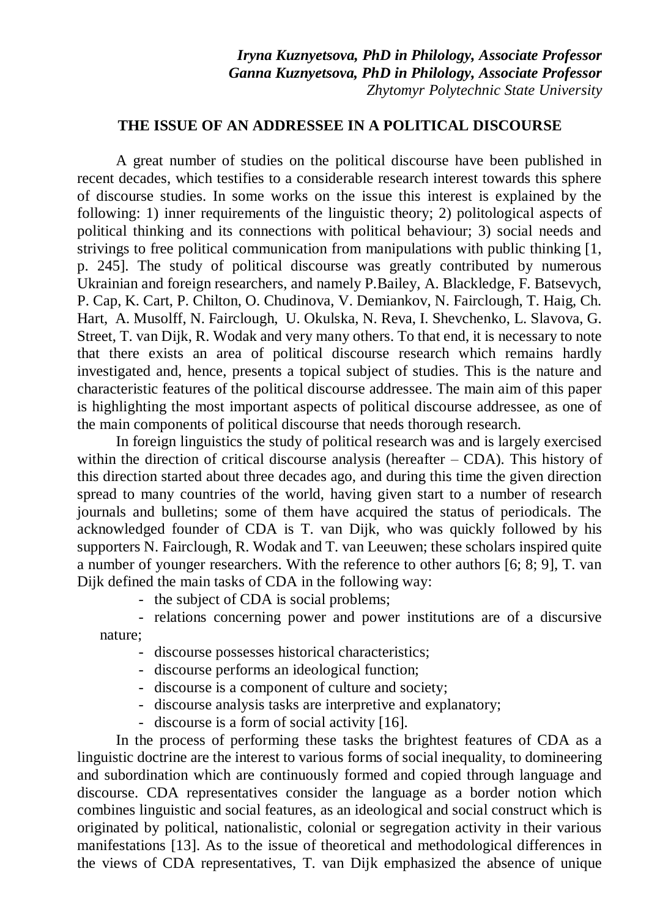***Iryna Kuznyetsova, PhD in Philology, Associate Professor***
***Ganna Kuznyetsova, PhD in Philology, Associate Professor***
*Zhytomyr Polytechnic State University*

# THE ISSUE OF AN ADDRESSEE IN A POLITICAL DISCOURSE

A great number of studies on the political discourse have been published in recent decades, which testifies to a considerable research interest towards this sphere of discourse studies. In some works on the issue this interest is explained by the following: 1) inner requirements of the linguistic theory; 2) politological aspects of political thinking and its connections with political behaviour; 3) social needs and strivings to free political communication from manipulations with public thinking [1, p. 245]. The study of political discourse was greatly contributed by numerous Ukrainian and foreign researchers, and namely P.Bailey, A. Blackledge, F. Batsevych, P. Cap, K. Cart, P. Chilton, O. Chudinova, V. Demiankov, N. Fairclough, T. Haig, Ch. Hart, A. Musolff, N. Fairclough, U. Okulska, N. Reva, I. Shevchenko, L. Slavova, G. Street, T. van Dijk, R. Wodak and very many others. To that end, it is necessary to note that there exists an area of political discourse research which remains hardly investigated and, hence, presents a topical subject of studies. This is the nature and characteristic features of the political discourse addressee. The main aim of this paper is highlighting the most important aspects of political discourse addressee, as one of the main components of political discourse that needs thorough research.

In foreign linguistics the study of political research was and is largely exercised within the direction of critical discourse analysis (hereafter – CDA). This history of this direction started about three decades ago, and during this time the given direction spread to many countries of the world, having given start to a number of research journals and bulletins; some of them have acquired the status of periodicals. The acknowledged founder of CDA is T. van Dijk, who was quickly followed by his supporters N. Fairclough, R. Wodak and T. van Leeuwen; these scholars inspired quite a number of younger researchers. With the reference to other authors [6; 8; 9], T. van Dijk defined the main tasks of CDA in the following way:

- the subject of CDA is social problems;
- relations concerning power and power institutions are of a discursive nature;
- discourse possesses historical characteristics;
- discourse performs an ideological function;
- discourse is a component of culture and society;
- discourse analysis tasks are interpretive and explanatory;
- discourse is a form of social activity [16].

In the process of performing these tasks the brightest features of CDA as a linguistic doctrine are the interest to various forms of social inequality, to domineering and subordination which are continuously formed and copied through language and discourse. CDA representatives consider the language as a border notion which combines linguistic and social features, as an ideological and social construct which is originated by political, nationalistic, colonial or segregation activity in their various manifestations [13]. As to the issue of theoretical and methodological differences in the views of CDA representatives, T. van Dijk emphasized the absence of unique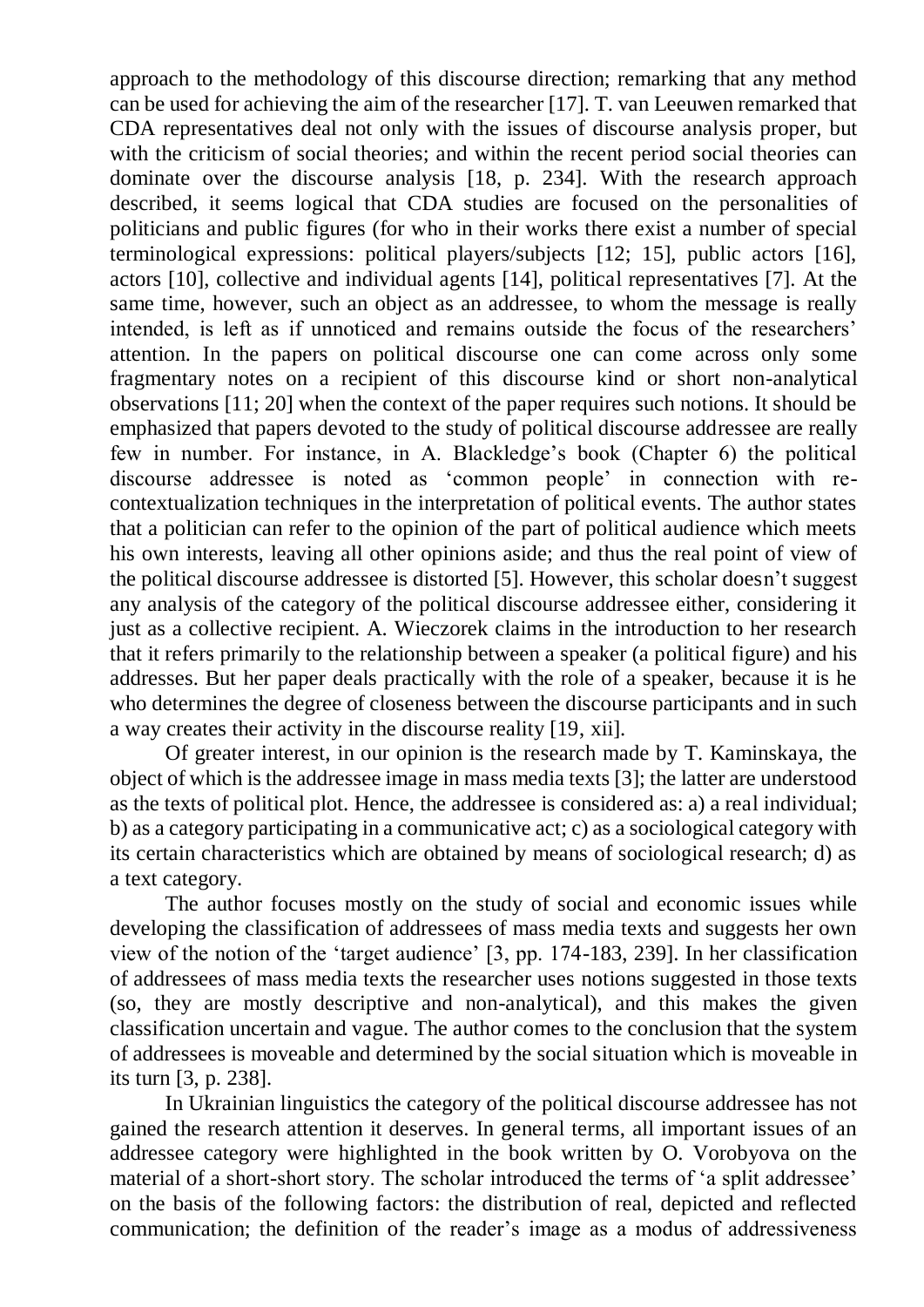approach to the methodology of this discourse direction; remarking that any method can be used for achieving the aim of the researcher [17]. T. van Leeuwen remarked that CDA representatives deal not only with the issues of discourse analysis proper, but with the criticism of social theories; and within the recent period social theories can dominate over the discourse analysis [18, p. 234]. With the research approach described, it seems logical that CDA studies are focused on the personalities of politicians and public figures (for who in their works there exist a number of special terminological expressions: political players/subjects [12; 15], public actors [16], actors [10], collective and individual agents [14], political representatives [7]. At the same time, however, such an object as an addressee, to whom the message is really intended, is left as if unnoticed and remains outside the focus of the researchers' attention. In the papers on political discourse one can come across only some fragmentary notes on a recipient of this discourse kind or short non-analytical observations [11; 20] when the context of the paper requires such notions. It should be emphasized that papers devoted to the study of political discourse addressee are really few in number. For instance, in A. Blackledge's book (Chapter 6) the political discourse addressee is noted as 'common people' in connection with re-contextualization techniques in the interpretation of political events. The author states that a politician can refer to the opinion of the part of political audience which meets his own interests, leaving all other opinions aside; and thus the real point of view of the political discourse addressee is distorted [5]. However, this scholar doesn't suggest any analysis of the category of the political discourse addressee either, considering it just as a collective recipient. A. Wieczorek claims in the introduction to her research that it refers primarily to the relationship between a speaker (a political figure) and his addresses. But her paper deals practically with the role of a speaker, because it is he who determines the degree of closeness between the discourse participants and in such a way creates their activity in the discourse reality [19, xii].

Of greater interest, in our opinion is the research made by T. Kaminskaya, the object of which is the addressee image in mass media texts [3]; the latter are understood as the texts of political plot. Hence, the addressee is considered as: a) a real individual; b) as a category participating in a communicative act; c) as a sociological category with its certain characteristics which are obtained by means of sociological research; d) as a text category.

The author focuses mostly on the study of social and economic issues while developing the classification of addressees of mass media texts and suggests her own view of the notion of the 'target audience' [3, pp. 174-183, 239]. In her classification of addressees of mass media texts the researcher uses notions suggested in those texts (so, they are mostly descriptive and non-analytical), and this makes the given classification uncertain and vague. The author comes to the conclusion that the system of addressees is moveable and determined by the social situation which is moveable in its turn [3, p. 238].

In Ukrainian linguistics the category of the political discourse addressee has not gained the research attention it deserves. In general terms, all important issues of an addressee category were highlighted in the book written by O. Vorobyova on the material of a short-short story. The scholar introduced the terms of 'a split addressee' on the basis of the following factors: the distribution of real, depicted and reflected communication; the definition of the reader's image as a modus of addressiveness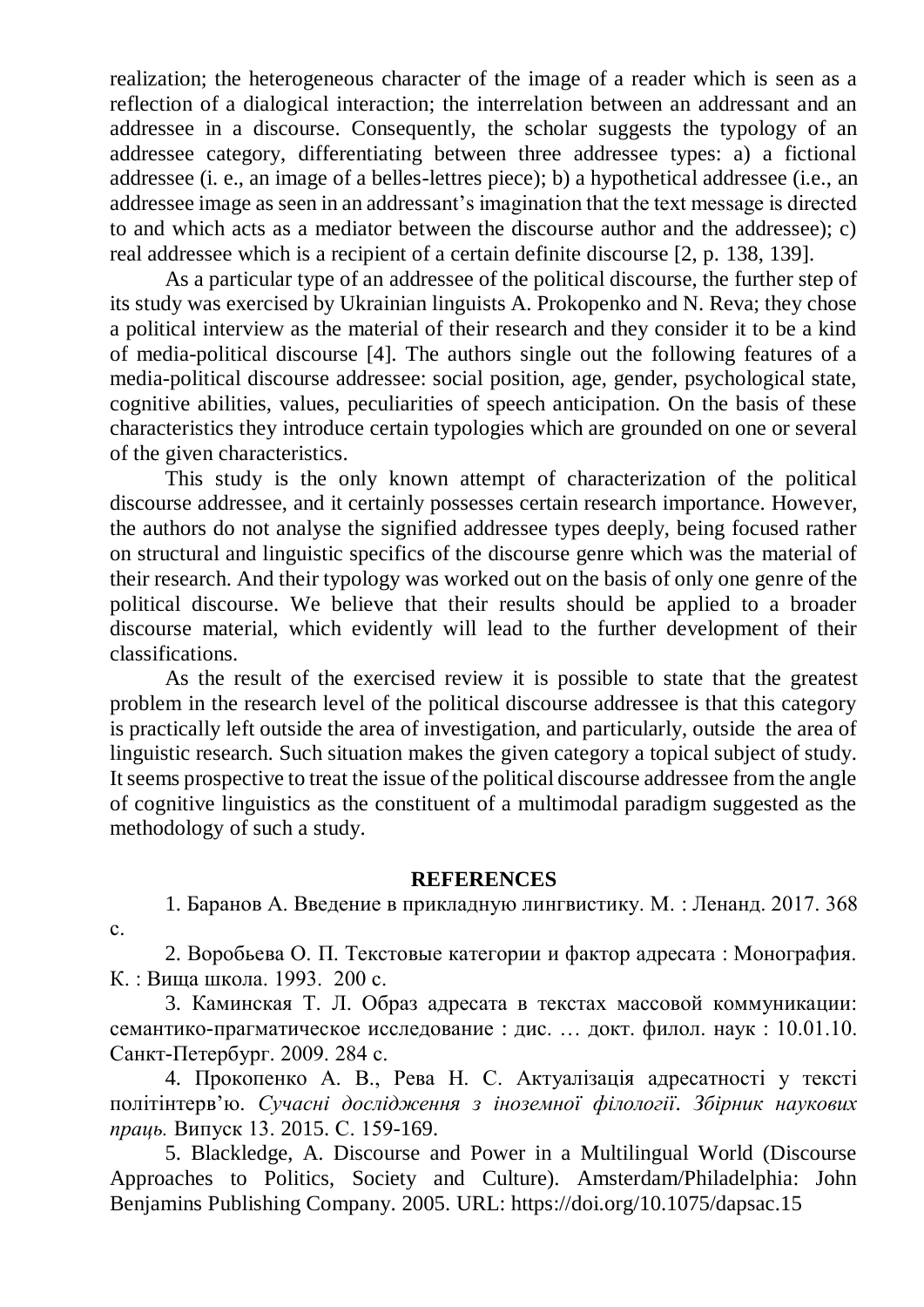realization; the heterogeneous character of the image of a reader which is seen as a reflection of a dialogical interaction; the interrelation between an addressant and an addressee in a discourse. Consequently, the scholar suggests the typology of an addressee category, differentiating between three addressee types: a) a fictional addressee (i. e., an image of a belles-lettres piece); b) a hypothetical addressee (i.e., an addressee image as seen in an addressant's imagination that the text message is directed to and which acts as a mediator between the discourse author and the addressee); c) real addressee which is a recipient of a certain definite discourse [2, p. 138, 139].

As a particular type of an addressee of the political discourse, the further step of its study was exercised by Ukrainian linguists A. Prokopenko and N. Reva; they chose a political interview as the material of their research and they consider it to be a kind of media-political discourse [4]. The authors single out the following features of a media-political discourse addressee: social position, age, gender, psychological state, cognitive abilities, values, peculiarities of speech anticipation. On the basis of these characteristics they introduce certain typologies which are grounded on one or several of the given characteristics.

This study is the only known attempt of characterization of the political discourse addressee, and it certainly possesses certain research importance. However, the authors do not analyse the signified addressee types deeply, being focused rather on structural and linguistic specifics of the discourse genre which was the material of their research. And their typology was worked out on the basis of only one genre of the political discourse. We believe that their results should be applied to a broader discourse material, which evidently will lead to the further development of their classifications.

As the result of the exercised review it is possible to state that the greatest problem in the research level of the political discourse addressee is that this category is practically left outside the area of investigation, and particularly, outside the area of linguistic research. Such situation makes the given category a topical subject of study. It seems prospective to treat the issue of the political discourse addressee from the angle of cognitive linguistics as the constituent of a multimodal paradigm suggested as the methodology of such a study.

**REFERENCES**

1. Баранов А. Введение в прикладную лингвистику. М. : Ленанд. 2017. 368 с.

2. Воробьева О. П. Текстовые категории и фактор адресата : Монография. К. : Вища школа. 1993. 200 с.

3. Каминская Т. Л. Образ адресата в текстах массовой коммуникации: семантико-прагматическое исследование : дис. … докт. филол. наук : 10.01.10. Санкт-Петербург. 2009. 284 с.

4. Прокопенко А. В., Рева Н. С. Актуалізація адресатності у тексті політінтерв'ю. *Сучасні дослідження з іноземної філології. Збірник наукових праць.* Випуск 13. 2015. С. 159-169.

5. Blackledge, A. Discourse and Power in a Multilingual World (Discourse Approaches to Politics, Society and Culture). Amsterdam/Philadelphia: John Benjamins Publishing Company. 2005. URL: https://doi.org/10.1075/dapsac.15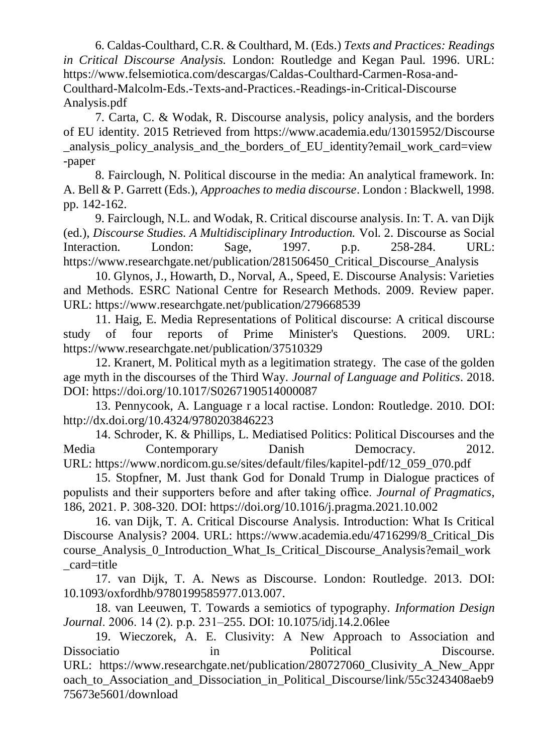6. Caldas-Coulthard, C.R. & Coulthard, M. (Eds.) *Texts and Practices: Readings in Critical Discourse Analysis.* London: Routledge and Kegan Paul. 1996. URL: https://www.felsemiotica.com/descargas/Caldas-Coulthard-Carmen-Rosa-and-Coulthard-Malcolm-Eds.-Texts-and-Practices.-Readings-in-Critical-Discourse Analysis.pdf

7. Carta, C. & Wodak, R. Discourse analysis, policy analysis, and the borders of EU identity. 2015 Retrieved from https://www.academia.edu/13015952/Discourse_analysis_policy_analysis_and_the_borders_of_EU_identity?email_work_card=view-paper

8. Fairclough, N. Political discourse in the media: An analytical framework. In: A. Bell & P. Garrett (Eds.), *Approaches to media discourse*. London : Blackwell, 1998. pp. 142-162.

9. Fairclough, N.L. and Wodak, R. Critical discourse analysis. In: T. A. van Dijk (ed.), *Discourse Studies. A Multidisciplinary Introduction.* Vol. 2. Discourse as Social Interaction. London: Sage, 1997. p.p. 258-284. URL: https://www.researchgate.net/publication/281506450_Critical_Discourse_Analysis

10. Glynos, J., Howarth, D., Norval, A., Speed, E. Discourse Analysis: Varieties and Methods. ESRC National Centre for Research Methods. 2009. Review paper. URL: https://www.researchgate.net/publication/279668539

11. Haig, E. Media Representations of Political discourse: A critical discourse study of four reports of Prime Minister's Questions. 2009. URL: https://www.researchgate.net/publication/37510329

12. Kranert, M. Political myth as a legitimation strategy. The case of the golden age myth in the discourses of the Third Way. *Journal of Language and Politics*. 2018. DOI: https://doi.org/10.1017/S0267190514000087

13. Pennycook, A. Language r a local ractise. London: Routledge. 2010. DOI: http://dx.doi.org/10.4324/9780203846223

14. Schroder, K. & Phillips, L. Mediatised Politics: Political Discourses and the Media Contemporary Danish Democracy. 2012. URL: https://www.nordicom.gu.se/sites/default/files/kapitel-pdf/12_059_070.pdf

15. Stopfner, M. Just thank God for Donald Trump in Dialogue practices of populists and their supporters before and after taking office. *Journal of Pragmatics*, 186, 2021. P. 308-320. DOI: https://doi.org/10.1016/j.pragma.2021.10.002

16. van Dijk, T. A. Critical Discourse Analysis. Introduction: What Is Critical Discourse Analysis? 2004. URL: https://www.academia.edu/4716299/8_Critical_Discourse_Analysis_0_Introduction_What_Is_Critical_Discourse_Analysis?email_work_card=title

17. van Dijk, T. A. News as Discourse. London: Routledge. 2013. DOI: 10.1093/oxfordhb/9780199585977.013.007.

18. van Leeuwen, T. Towards a semiotics of typography. *Information Design Journal*. 2006. 14 (2). p.p. 231–255. DOI: 10.1075/idj.14.2.06lee

19. Wieczorek, A. E. Clusivity: A New Approach to Association and Dissociatio in Political Discourse. URL: https://www.researchgate.net/publication/280727060_Clusivity_A_New_Approach_to_Association_and_Dissociation_in_Political_Discourse/link/55c3243408aeb975673e5601/download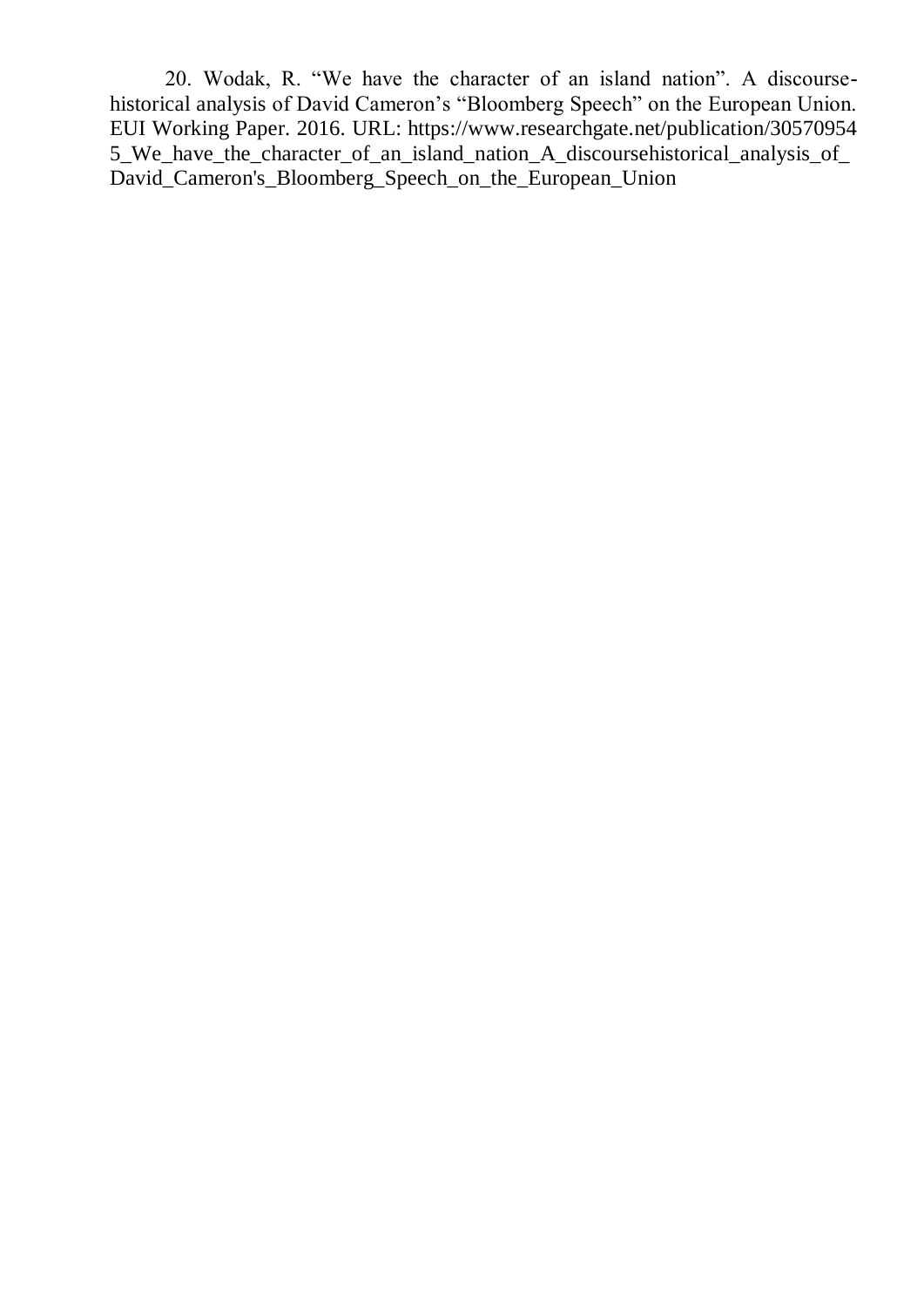20. Wodak, R. “We have the character of an island nation”. A discourse-historical analysis of David Cameron’s “Bloomberg Speech” on the European Union. EUI Working Paper. 2016. URL: https://www.researchgate.net/publication/305709545_We_have_the_character_of_an_island_nation_A_discoursehistorical_analysis_of_David_Cameron's_Bloomberg_Speech_on_the_European_Union